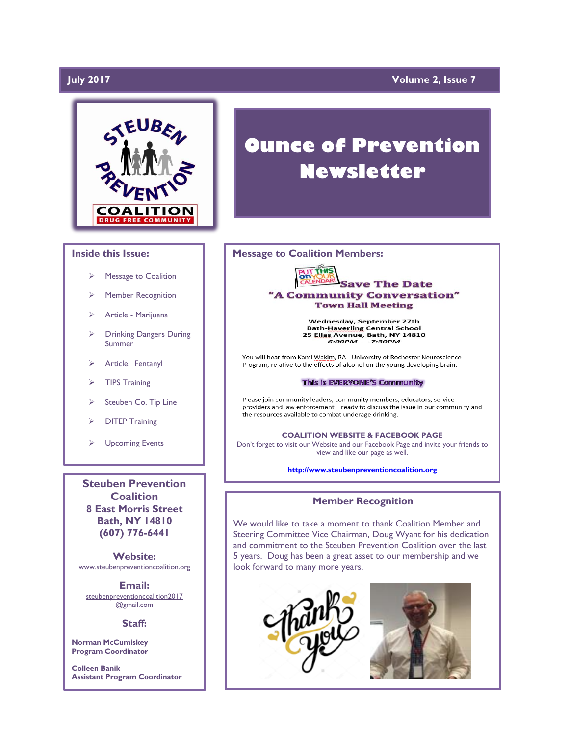July 2017 | Volume 2, Issue 7

STEUBEN PREVENTION COALITION
DRUG FREE COMMUNITY

# Ounce of Prevention Newsletter

## Inside this Issue:

- Message to Coalition
- Member Recognition
- Article - Marijuana
- Drinking Dangers During Summer
- Article: Fentanyl
- TIPS Training
- Steuben Co. Tip Line
- DITEP Training
- Upcoming Events

**Steuben Prevention Coalition**
**8 East Morris Street**
**Bath, NY 14810**
**(607) 776-6441**

**Website:**
www.steubenpreventioncoalition.org

**Email:**
steubenpreventioncoalition2017@gmail.com

**Staff:**

**Norman McCumiskey**
**Program Coordinator**

**Colleen Banik**
**Assistant Program Coordinator**

## Message to Coalition Members:

PUT THIS on YOUR CALENDAR!

**Save The Date**
**"A Community Conversation"**
**Town Hall Meeting**

**Wednesday, September 27th**
**Bath-Haverling Central School**
**25 Ellas Avenue, Bath, NY 14810**
***6:00PM — 7:30PM***

You will hear from Kami Wakim, RA - University of Rochester Neuroscience Program, relative to the effects of alcohol on the young developing brain.

**This is EVERYONE'S Community**

Please join community leaders, community members, educators, service providers and law enforcement – ready to discuss the issue in our community and the resources available to combat underage drinking.

**COALITION WEBSITE & FACEBOOK PAGE**
Don't forget to visit our Website and our Facebook Page and invite your friends to view and like our page as well.

**http://www.steubenpreventioncoalition.org**

## Member Recognition

We would like to take a moment to thank Coalition Member and Steering Committee Vice Chairman, Doug Wyant for his dedication and commitment to the Steuben Prevention Coalition over the last 5 years. Doug has been a great asset to our membership and we look forward to many more years.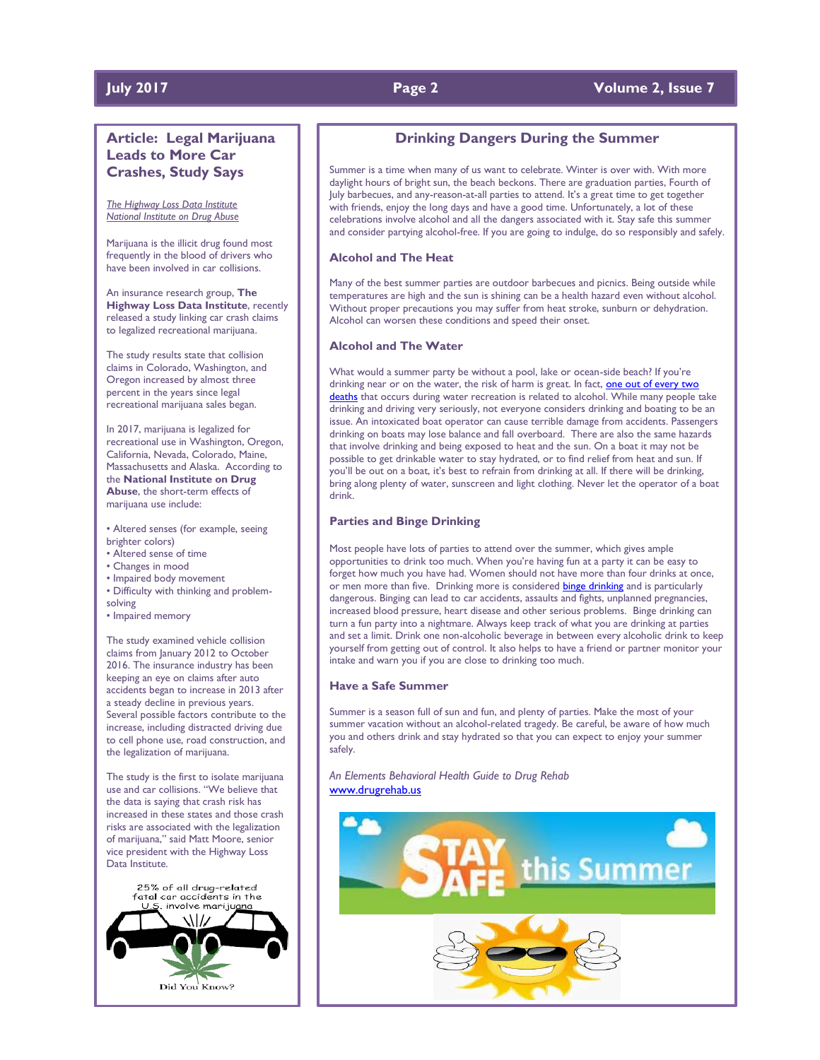## Article: Legal Marijuana Leads to More Car Crashes, Study Says

*The Highway Loss Data Institute*
*National Institute on Drug Abuse*

Marijuana is the illicit drug found most frequently in the blood of drivers who have been involved in car collisions.

An insurance research group, **The Highway Loss Data Institute**, recently released a study linking car crash claims to legalized recreational marijuana.

The study results state that collision claims in Colorado, Washington, and Oregon increased by almost three percent in the years since legal recreational marijuana sales began.

In 2017, marijuana is legalized for recreational use in Washington, Oregon, California, Nevada, Colorado, Maine, Massachusetts and Alaska. According to the **National Institute on Drug Abuse**, the short-term effects of marijuana use include:

- Altered senses (for example, seeing brighter colors)
- Altered sense of time
- Changes in mood
- Impaired body movement
- Difficulty with thinking and problem-solving
- Impaired memory

The study examined vehicle collision claims from January 2012 to October 2016. The insurance industry has been keeping an eye on claims after auto accidents began to increase in 2013 after a steady decline in previous years. Several possible factors contribute to the increase, including distracted driving due to cell phone use, road construction, and the legalization of marijuana.

The study is the first to isolate marijuana use and car collisions. "We believe that the data is saying that crash risk has increased in these states and those crash risks are associated with the legalization of marijuana," said Matt Moore, senior vice president with the Highway Loss Data Institute.

25% of all drug-related fatal car accidents in the U.S. involve marijuana

Did You Know?

## Drinking Dangers During the Summer

Summer is a time when many of us want to celebrate. Winter is over with. With more daylight hours of bright sun, the beach beckons. There are graduation parties, Fourth of July barbecues, and any-reason-at-all parties to attend. It's a great time to get together with friends, enjoy the long days and have a good time. Unfortunately, a lot of these celebrations involve alcohol and all the dangers associated with it. Stay safe this summer and consider partying alcohol-free. If you are going to indulge, do so responsibly and safely.

### Alcohol and The Heat

Many of the best summer parties are outdoor barbecues and picnics. Being outside while temperatures are high and the sun is shining can be a health hazard even without alcohol. Without proper precautions you may suffer from heat stroke, sunburn or dehydration. Alcohol can worsen these conditions and speed their onset.

### Alcohol and The Water

What would a summer party be without a pool, lake or ocean-side beach? If you're drinking near or on the water, the risk of harm is great. In fact, one out of every two deaths that occurs during water recreation is related to alcohol. While many people take drinking and driving very seriously, not everyone considers drinking and boating to be an issue. An intoxicated boat operator can cause terrible damage from accidents. Passengers drinking on boats may lose balance and fall overboard. There are also the same hazards that involve drinking and being exposed to heat and the sun. On a boat it may not be possible to get drinkable water to stay hydrated, or to find relief from heat and sun. If you'll be out on a boat, it's best to refrain from drinking at all. If there will be drinking, bring along plenty of water, sunscreen and light clothing. Never let the operator of a boat drink.

### Parties and Binge Drinking

Most people have lots of parties to attend over the summer, which gives ample opportunities to drink too much. When you're having fun at a party it can be easy to forget how much you have had. Women should not have more than four drinks at once, or men more than five. Drinking more is considered binge drinking and is particularly dangerous. Binging can lead to car accidents, assaults and fights, unplanned pregnancies, increased blood pressure, heart disease and other serious problems. Binge drinking can turn a fun party into a nightmare. Always keep track of what you are drinking at parties and set a limit. Drink one non-alcoholic beverage in between every alcoholic drink to keep yourself from getting out of control. It also helps to have a friend or partner monitor your intake and warn you if you are close to drinking too much.

### Have a Safe Summer

Summer is a season full of sun and fun, and plenty of parties. Make the most of your summer vacation without an alcohol-related tragedy. Be careful, be aware of how much you and others drink and stay hydrated so that you can expect to enjoy your summer safely.

*An Elements Behavioral Health Guide to Drug Rehab*
www.drugrehab.us

STAY SAFE this Summer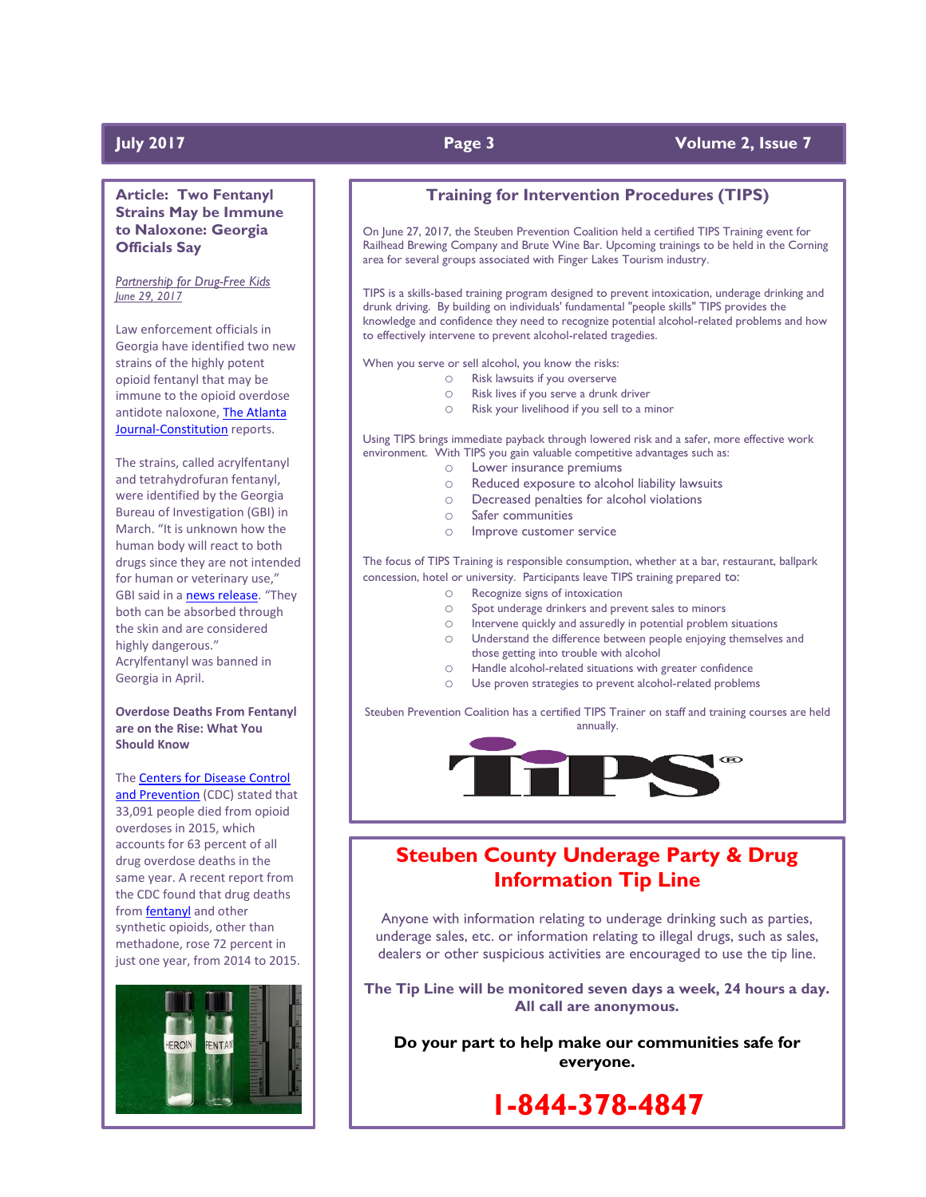## Article: Two Fentanyl Strains May be Immune to Naloxone: Georgia Officials Say

*Partnership for Drug-Free Kids*
*June 29, 2017*

Law enforcement officials in Georgia have identified two new strains of the highly potent opioid fentanyl that may be immune to the opioid overdose antidote naloxone, The Atlanta Journal-Constitution reports.

The strains, called acrylfentanyl and tetrahydrofuran fentanyl, were identified by the Georgia Bureau of Investigation (GBI) in March. "It is unknown how the human body will react to both drugs since they are not intended for human or veterinary use," GBI said in a news release. "They both can be absorbed through the skin and are considered highly dangerous." Acrylfentanyl was banned in Georgia in April.

**Overdose Deaths From Fentanyl are on the Rise: What You Should Know**

The Centers for Disease Control and Prevention (CDC) stated that 33,091 people died from opioid overdoses in 2015, which accounts for 63 percent of all drug overdose deaths in the same year. A recent report from the CDC found that drug deaths from fentanyl and other synthetic opioids, other than methadone, rose 72 percent in just one year, from 2014 to 2015.

## Training for Intervention Procedures (TIPS)

On June 27, 2017, the Steuben Prevention Coalition held a certified TIPS Training event for Railhead Brewing Company and Brute Wine Bar. Upcoming trainings to be held in the Corning area for several groups associated with Finger Lakes Tourism industry.

TIPS is a skills-based training program designed to prevent intoxication, underage drinking and drunk driving. By building on individuals' fundamental "people skills" TIPS provides the knowledge and confidence they need to recognize potential alcohol-related problems and how to effectively intervene to prevent alcohol-related tragedies.

When you serve or sell alcohol, you know the risks:

- Risk lawsuits if you overserve
- Risk lives if you serve a drunk driver
- Risk your livelihood if you sell to a minor

Using TIPS brings immediate payback through lowered risk and a safer, more effective work environment. With TIPS you gain valuable competitive advantages such as:

- Lower insurance premiums
- Reduced exposure to alcohol liability lawsuits
- Decreased penalties for alcohol violations
- Safer communities
- Improve customer service

The focus of TIPS Training is responsible consumption, whether at a bar, restaurant, ballpark concession, hotel or university. Participants leave TIPS training prepared to:

- Recognize signs of intoxication
- Spot underage drinkers and prevent sales to minors
- Intervene quickly and assuredly in potential problem situations
- Understand the difference between people enjoying themselves and those getting into trouble with alcohol
- Handle alcohol-related situations with greater confidence
- Use proven strategies to prevent alcohol-related problems

Steuben Prevention Coalition has a certified TIPS Trainer on staff and training courses are held annually.

## Steuben County Underage Party & Drug Information Tip Line

Anyone with information relating to underage drinking such as parties, underage sales, etc. or information relating to illegal drugs, such as sales, dealers or other suspicious activities are encouraged to use the tip line.

**The Tip Line will be monitored seven days a week, 24 hours a day. All call are anonymous.**

**Do your part to help make our communities safe for everyone.**

**1-844-378-4847**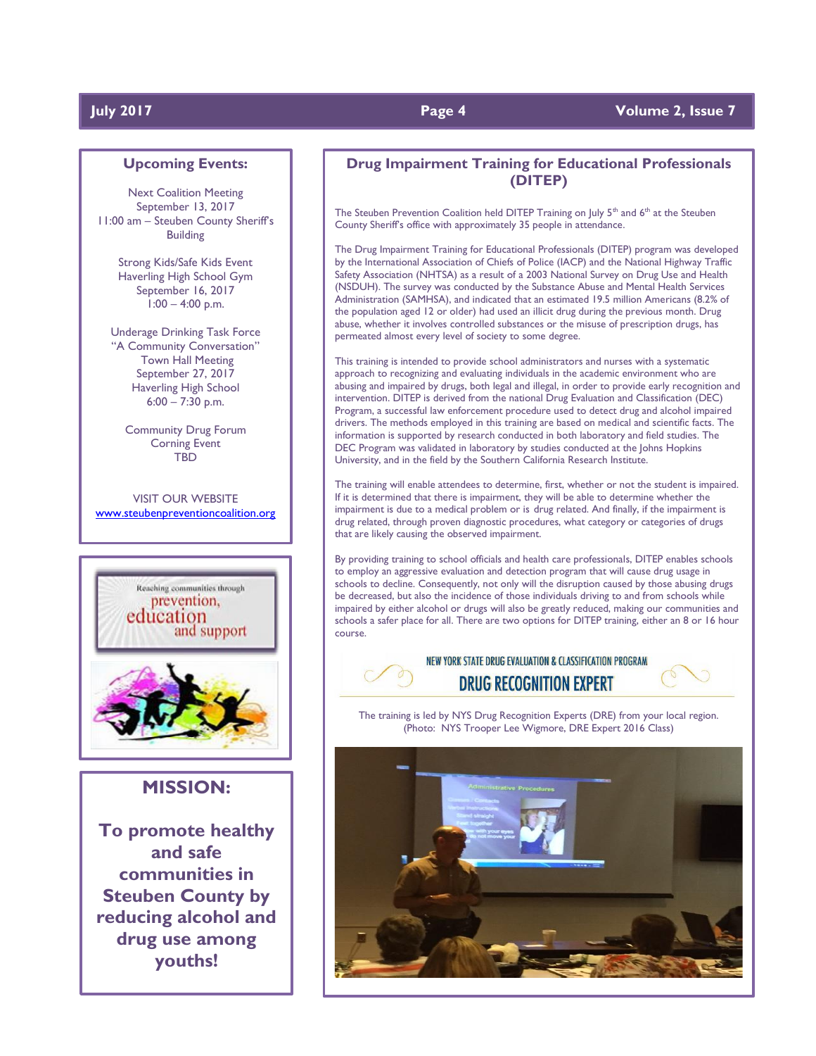## Upcoming Events:

Next Coalition Meeting
September 13, 2017
11:00 am – Steuben County Sheriff's Building

Strong Kids/Safe Kids Event
Haverling High School Gym
September 16, 2017
1:00 – 4:00 p.m.

Underage Drinking Task Force
"A Community Conversation"
Town Hall Meeting
September 27, 2017
Haverling High School
6:00 – 7:30 p.m.

Community Drug Forum
Corning Event
TBD

VISIT OUR WEBSITE
www.steubenpreventioncoalition.org

Reaching communities through prevention, education and support

## MISSION:

**To promote healthy and safe communities in Steuben County by reducing alcohol and drug use among youths!**

## Drug Impairment Training for Educational Professionals (DITEP)

The Steuben Prevention Coalition held DITEP Training on July 5th and 6th at the Steuben County Sheriff's office with approximately 35 people in attendance.

The Drug Impairment Training for Educational Professionals (DITEP) program was developed by the International Association of Chiefs of Police (IACP) and the National Highway Traffic Safety Association (NHTSA) as a result of a 2003 National Survey on Drug Use and Health (NSDUH). The survey was conducted by the Substance Abuse and Mental Health Services Administration (SAMHSA), and indicated that an estimated 19.5 million Americans (8.2% of the population aged 12 or older) had used an illicit drug during the previous month. Drug abuse, whether it involves controlled substances or the misuse of prescription drugs, has permeated almost every level of society to some degree.

This training is intended to provide school administrators and nurses with a systematic approach to recognizing and evaluating individuals in the academic environment who are abusing and impaired by drugs, both legal and illegal, in order to provide early recognition and intervention. DITEP is derived from the national Drug Evaluation and Classification (DEC) Program, a successful law enforcement procedure used to detect drug and alcohol impaired drivers. The methods employed in this training are based on medical and scientific facts. The information is supported by research conducted in both laboratory and field studies. The DEC Program was validated in laboratory by studies conducted at the Johns Hopkins University, and in the field by the Southern California Research Institute.

The training will enable attendees to determine, first, whether or not the student is impaired. If it is determined that there is impairment, they will be able to determine whether the impairment is due to a medical problem or is drug related. And finally, if the impairment is drug related, through proven diagnostic procedures, what category or categories of drugs that are likely causing the observed impairment.

By providing training to school officials and health care professionals, DITEP enables schools to employ an aggressive evaluation and detection program that will cause drug usage in schools to decline. Consequently, not only will the disruption caused by those abusing drugs be decreased, but also the incidence of those individuals driving to and from schools while impaired by either alcohol or drugs will also be greatly reduced, making our communities and schools a safer place for all. There are two options for DITEP training, either an 8 or 16 hour course.

NEW YORK STATE DRUG EVALUATION & CLASSIFICATION PROGRAM
DRUG RECOGNITION EXPERT

The training is led by NYS Drug Recognition Experts (DRE) from your local region. (Photo: NYS Trooper Lee Wigmore, DRE Expert 2016 Class)